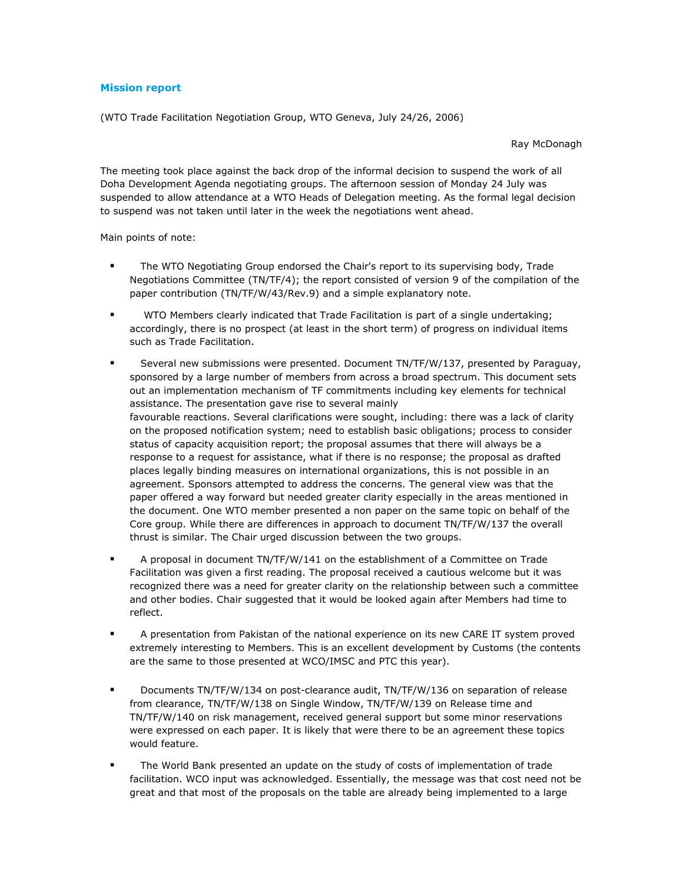**Mission report**

(WTO Trade Facilitation Negotiation Group, WTO Geneva, July 24/26, 2006)

Ray McDonagh

The meeting took place against the back drop of the informal decision to suspend the work of all Doha Development Agenda negotiating groups. The afternoon session of Monday 24 July was suspended to allow attendance at a WTO Heads of Delegation meeting. As the formal legal decision to suspend was not taken until later in the week the negotiations went ahead.

Main points of note:

- The WTO Negotiating Group endorsed the Chair's report to its supervising body, Trade Negotiations Committee (TN/TF/4); the report consisted of version 9 of the compilation of the paper contribution (TN/TF/W/43/Rev.9) and a simple explanatory note.

- WTO Members clearly indicated that Trade Facilitation is part of a single undertaking; accordingly, there is no prospect (at least in the short term) of progress on individual items such as Trade Facilitation.

- Several new submissions were presented. Document TN/TF/W/137, presented by Paraguay, sponsored by a large number of members from across a broad spectrum. This document sets out an implementation mechanism of TF commitments including key elements for technical assistance. The presentation gave rise to several mainly favourable reactions. Several clarifications were sought, including: there was a lack of clarity on the proposed notification system; need to establish basic obligations; process to consider status of capacity acquisition report; the proposal assumes that there will always be a response to a request for assistance, what if there is no response; the proposal as drafted places legally binding measures on international organizations, this is not possible in an agreement. Sponsors attempted to address the concerns. The general view was that the paper offered a way forward but needed greater clarity especially in the areas mentioned in the document. One WTO member presented a non paper on the same topic on behalf of the Core group. While there are differences in approach to document TN/TF/W/137 the overall thrust is similar. The Chair urged discussion between the two groups.

- A proposal in document TN/TF/W/141 on the establishment of a Committee on Trade Facilitation was given a first reading. The proposal received a cautious welcome but it was recognized there was a need for greater clarity on the relationship between such a committee and other bodies. Chair suggested that it would be looked again after Members had time to reflect.

- A presentation from Pakistan of the national experience on its new CARE IT system proved extremely interesting to Members. This is an excellent development by Customs (the contents are the same to those presented at WCO/IMSC and PTC this year).

- Documents TN/TF/W/134 on post-clearance audit, TN/TF/W/136 on separation of release from clearance, TN/TF/W/138 on Single Window, TN/TF/W/139 on Release time and TN/TF/W/140 on risk management, received general support but some minor reservations were expressed on each paper. It is likely that were there to be an agreement these topics would feature.

- The World Bank presented an update on the study of costs of implementation of trade facilitation. WCO input was acknowledged. Essentially, the message was that cost need not be great and that most of the proposals on the table are already being implemented to a large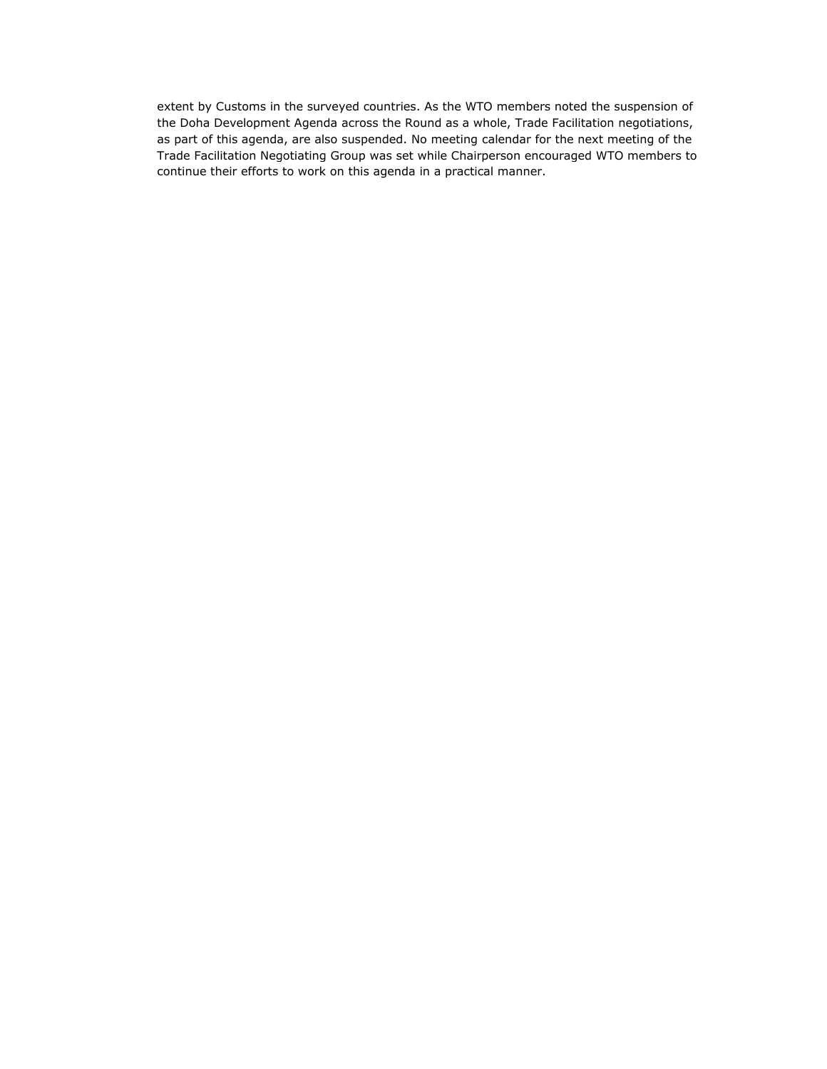extent by Customs in the surveyed countries. As the WTO members noted the suspension of the Doha Development Agenda across the Round as a whole, Trade Facilitation negotiations, as part of this agenda, are also suspended. No meeting calendar for the next meeting of the Trade Facilitation Negotiating Group was set while Chairperson encouraged WTO members to continue their efforts to work on this agenda in a practical manner.